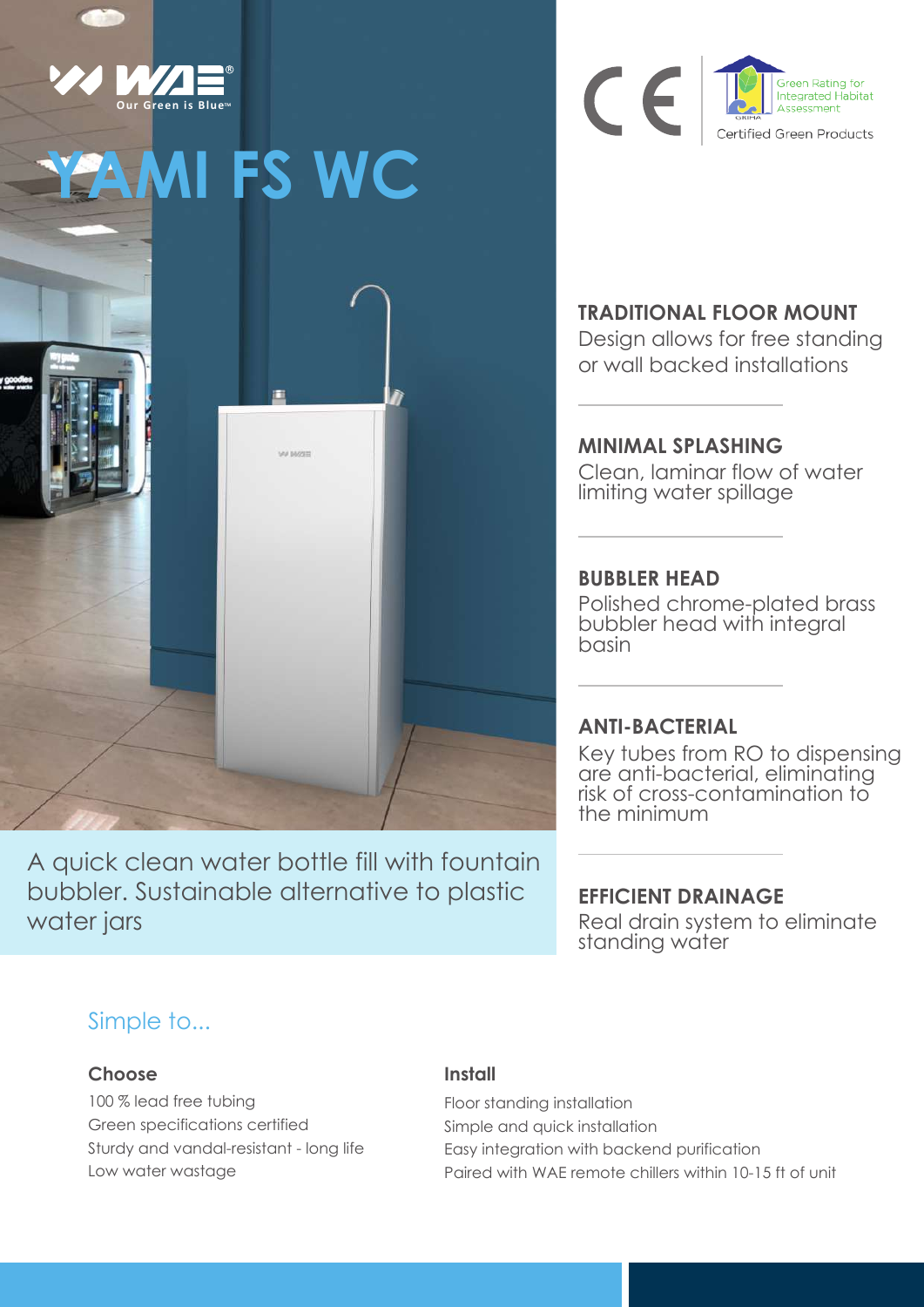WAE®
Our Green is Blue™

# YAMI FS WC

Green Rating for Integrated Habitat Assessment

Certified Green Products

A quick clean water bottle fill with fountain bubbler. Sustainable alternative to plastic water jars

**TRADITIONAL FLOOR MOUNT**
Design allows for free standing or wall backed installations

**MINIMAL SPLASHING**
Clean, laminar flow of water limiting water spillage

**BUBBLER HEAD**
Polished chrome-plated brass bubbler head with integral basin

**ANTI-BACTERIAL**
Key tubes from RO to dispensing are anti-bacterial, eliminating risk of cross-contamination to the minimum

**EFFICIENT DRAINAGE**
Real drain system to eliminate standing water

## Simple to...

### Choose

100 % lead free tubing
Green specifications certified
Sturdy and vandal-resistant - long life
Low water wastage

### Install

Floor standing installation
Simple and quick installation
Easy integration with backend purification
Paired with WAE remote chillers within 10-15 ft of unit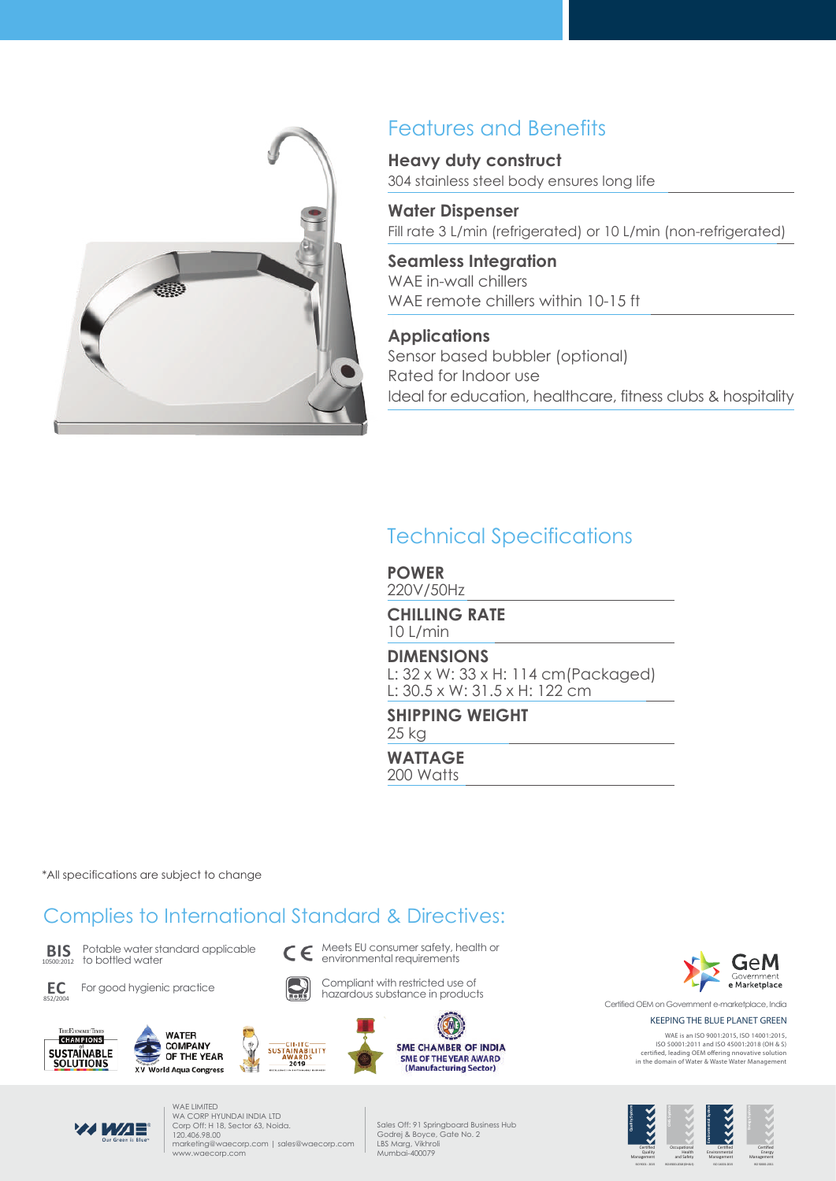## Features and Benefits

**Heavy duty construct**
304 stainless steel body ensures long life

**Water Dispenser**
Fill rate 3 L/min (refrigerated) or 10 L/min (non-refrigerated)

**Seamless Integration**
WAE in-wall chillers
WAE remote chillers within 10-15 ft

**Applications**
Sensor based bubbler (optional)
Rated for Indoor use
Ideal for education, healthcare, fitness clubs & hospitality

## Technical Specifications

**POWER**
220V/50Hz

**CHILLING RATE**
10 L/min

**DIMENSIONS**
L: 32 x W: 33 x H: 114 cm(Packaged)
L: 30.5 x W: 31.5 x H: 122 cm

**SHIPPING WEIGHT**
25 kg

**WATTAGE**
200 Watts

*All specifications are subject to change

## Complies to International Standard & Directives:

**BIS** 10500:2012 Potable water standard applicable to bottled water

**EC** 852/2004 For good hygienic practice

**CE** Meets EU consumer safety, health or environmental requirements

**RoHS** Compliant with restricted use of hazardous substance in products

The Economic Times CHAMPIONS of SUSTAINABLE SOLUTIONS

WATER COMPANY OF THE YEAR XV World Aqua Congress

CII-ITC SUSTAINABILITY AWARDS 2019

SME CHAMBER OF INDIA SME OF THE YEAR AWARD (Manufacturing Sector)

GeM Government e Marketplace

Certified OEM on Government e-marketplace, India

KEEPING THE BLUE PLANET GREEN

WAE is an ISO 9001:2015, ISO 14001:2015, ISO 50001:2011 and ISO 45001:2018 (OH & S) certified, leading OEM offering nnovative solution in the domain of Water & Waste Water Management

WAE Our Green is Blue

WAE LIMITED
WA CORP HYUNDAI INDIA LTD
Corp Off: H 18, Sector 63, Noida.
120.406.98.00
marketing@waecorp.com | sales@waecorp.com
www.waecorp.com

Sales Off: 91 Springboard Business Hub
Godrej & Boyce, Gate No. 2
LBS Marg, Vikhroli
Mumbai-400079

Certified Quality Management ISO 9001:2015
Certified Occupational Health and Safety ISO 45001:2018 (OH & S)
Certified Environmental Management ISO 14001:2015
Certified Energy Management ISO 50001:2011